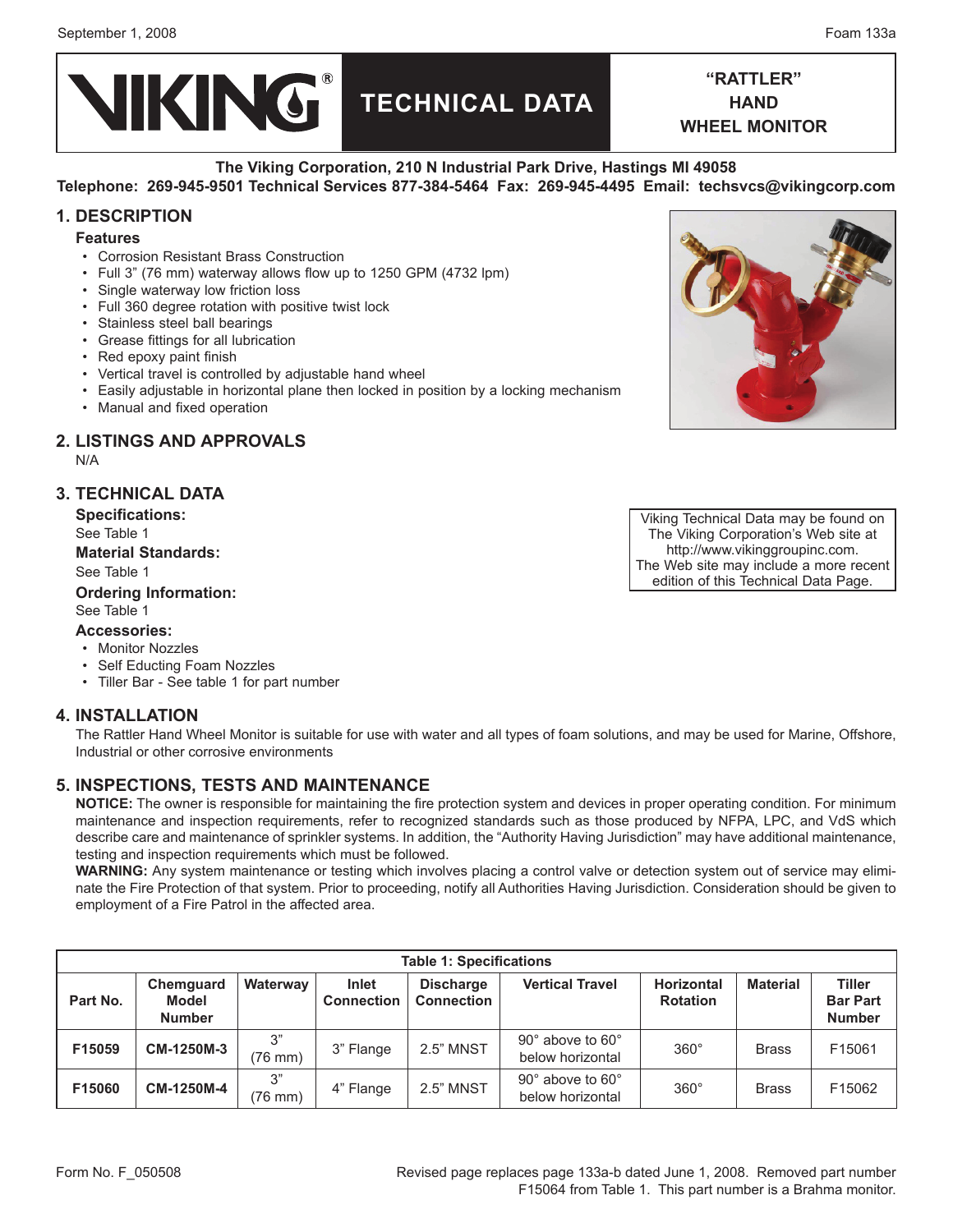# VIKING® TECHNICAL DATA

## "RATTLER" HAND WHEEL MONITOR

**The Viking Corporation, 210 N Industrial Park Drive, Hastings MI 49058**
**Telephone: 269-945-9501 Technical Services 877-384-5464 Fax: 269-945-4495 Email: techsvcs@vikingcorp.com**

## 1. DESCRIPTION

### Features

- Corrosion Resistant Brass Construction
- Full 3" (76 mm) waterway allows flow up to 1250 GPM (4732 lpm)
- Single waterway low friction loss
- Full 360 degree rotation with positive twist lock
- Stainless steel ball bearings
- Grease fittings for all lubrication
- Red epoxy paint finish
- Vertical travel is controlled by adjustable hand wheel
- Easily adjustable in horizontal plane then locked in position by a locking mechanism
- Manual and fixed operation

## 2. LISTINGS AND APPROVALS

N/A

## 3. TECHNICAL DATA

Viking Technical Data may be found on The Viking Corporation's Web site at http://www.vikinggroupinc.com. The Web site may include a more recent edition of this Technical Data Page.

### Specifications:

See Table 1

### Material Standards:

See Table 1

### Ordering Information:

See Table 1

### Accessories:

- Monitor Nozzles
- Self Educting Foam Nozzles
- Tiller Bar - See table 1 for part number

## 4. INSTALLATION

The Rattler Hand Wheel Monitor is suitable for use with water and all types of foam solutions, and may be used for Marine, Offshore, Industrial or other corrosive environments

## 5. INSPECTIONS, TESTS AND MAINTENANCE

**NOTICE:** The owner is responsible for maintaining the fire protection system and devices in proper operating condition. For minimum maintenance and inspection requirements, refer to recognized standards such as those produced by NFPA, LPC, and VdS which describe care and maintenance of sprinkler systems. In addition, the "Authority Having Jurisdiction" may have additional maintenance, testing and inspection requirements which must be followed.

**WARNING:** Any system maintenance or testing which involves placing a control valve or detection system out of service may eliminate the Fire Protection of that system. Prior to proceeding, notify all Authorities Having Jurisdiction. Consideration should be given to employment of a Fire Patrol in the affected area.

**Table 1: Specifications**

| Part No. | Chemguard Model Number | Waterway | Inlet Connection | Discharge Connection | Vertical Travel | Horizontal Rotation | Material | Tiller Bar Part Number |
|---|---|---|---|---|---|---|---|---|
| **F15059** | **CM-1250M-3** | 3" (76 mm) | 3" Flange | 2.5" MNST | 90° above to 60° below horizontal | 360° | Brass | F15061 |
| **F15060** | **CM-1250M-4** | 3" (76 mm) | 4" Flange | 2.5" MNST | 90° above to 60° below horizontal | 360° | Brass | F15062 |

Form No. F_050508

Revised page replaces page 133a-b dated June 1, 2008. Removed part number F15064 from Table 1. This part number is a Brahma monitor.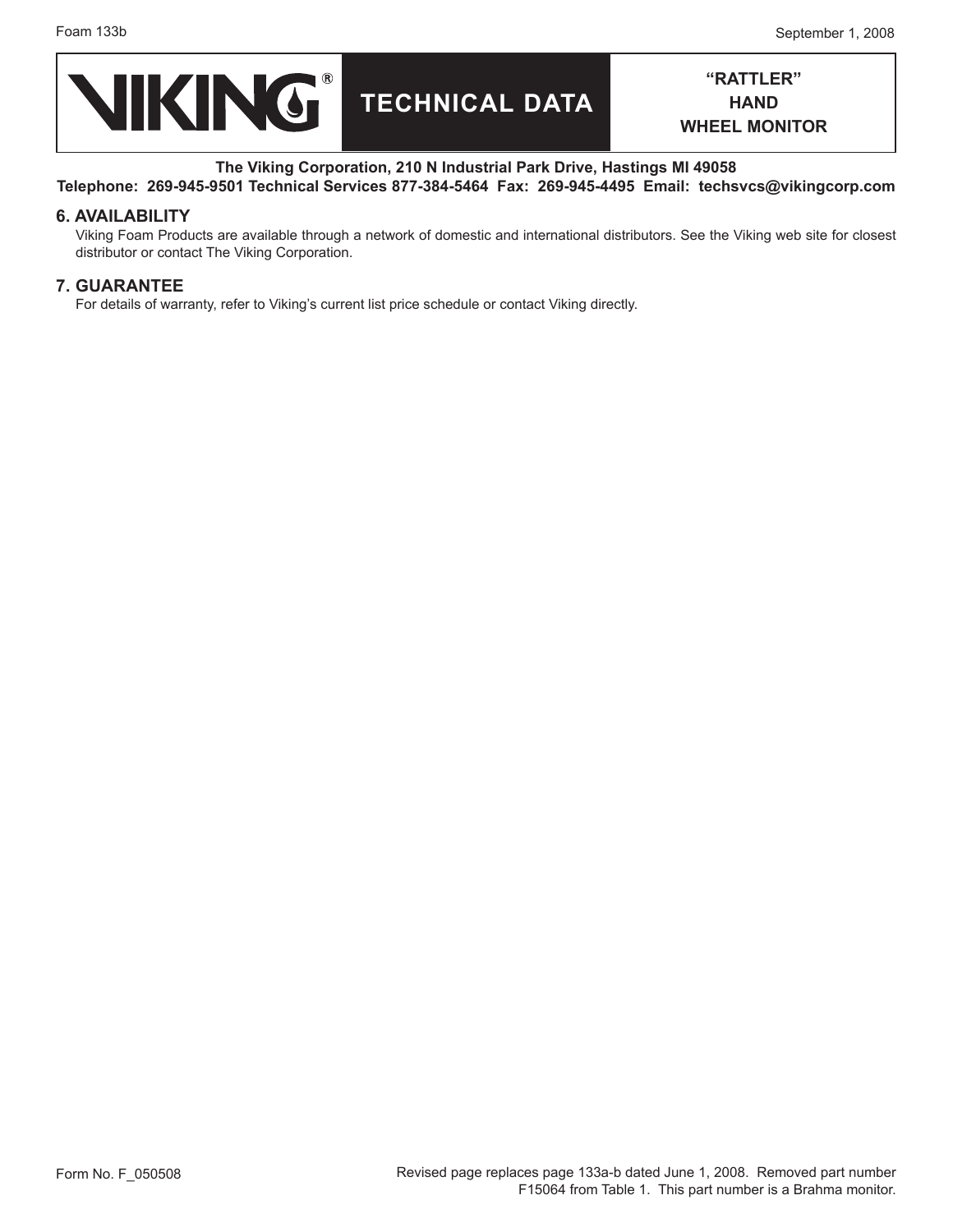## 6. AVAILABILITY

Viking Foam Products are available through a network of domestic and international distributors. See the Viking web site for closest distributor or contact The Viking Corporation.

## 7. GUARANTEE

For details of warranty, refer to Viking's current list price schedule or contact Viking directly.

Form No. F_050508

Revised page replaces page 133a-b dated June 1, 2008. Removed part number F15064 from Table 1. This part number is a Brahma monitor.